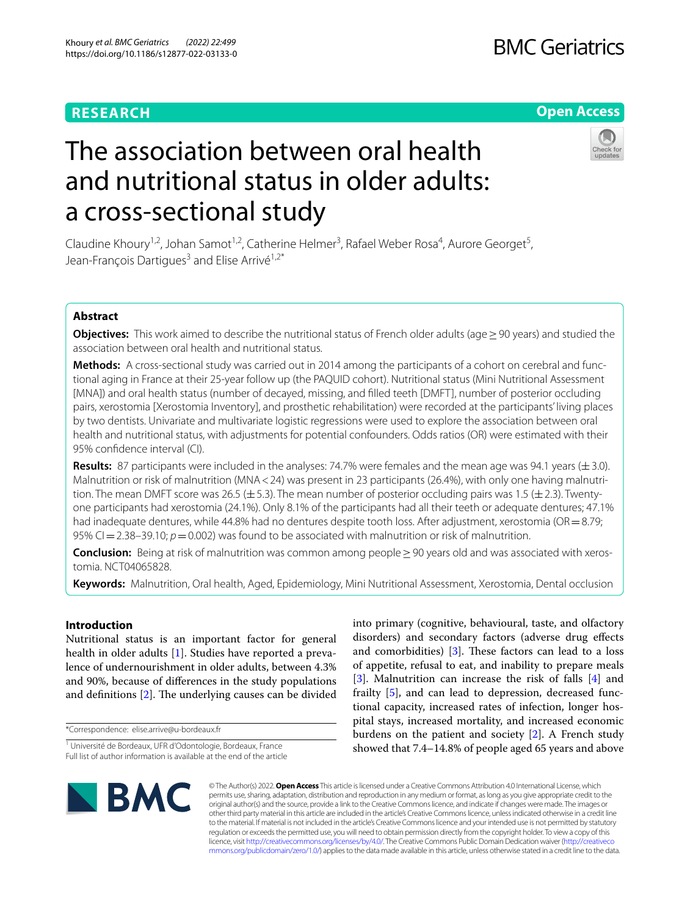RESEARCH

Open Access

# The association between oral health and nutritional status in older adults: a cross-sectional study

Claudine Khoury[1,2], Johan Samot[1,2], Catherine Helmer[3], Rafael Weber Rosa[4], Aurore Georget[5], Jean-François Dartigues[3] and Elise Arrivé[1,2*]

## Abstract

**Objectives:** This work aimed to describe the nutritional status of French older adults (age ≥ 90 years) and studied the association between oral health and nutritional status.

**Methods:** A cross-sectional study was carried out in 2014 among the participants of a cohort on cerebral and functional aging in France at their 25-year follow up (the PAQUID cohort). Nutritional status (Mini Nutritional Assessment [MNA]) and oral health status (number of decayed, missing, and filled teeth [DMFT], number of posterior occluding pairs, xerostomia [Xerostomia Inventory], and prosthetic rehabilitation) were recorded at the participants' living places by two dentists. Univariate and multivariate logistic regressions were used to explore the association between oral health and nutritional status, with adjustments for potential confounders. Odds ratios (OR) were estimated with their 95% confidence interval (CI).

**Results:** 87 participants were included in the analyses: 74.7% were females and the mean age was 94.1 years (±3.0). Malnutrition or risk of malnutrition (MNA < 24) was present in 23 participants (26.4%), with only one having malnutrition. The mean DMFT score was 26.5 (±5.3). The mean number of posterior occluding pairs was 1.5 (±2.3). Twenty-one participants had xerostomia (24.1%). Only 8.1% of the participants had all their teeth or adequate dentures; 47.1% had inadequate dentures, while 44.8% had no dentures despite tooth loss. After adjustment, xerostomia (OR = 8.79; 95% CI = 2.38–39.10; $p = 0.002$) was found to be associated with malnutrition or risk of malnutrition.

**Conclusion:** Being at risk of malnutrition was common among people ≥ 90 years old and was associated with xerostomia. NCT04065828.

**Keywords:** Malnutrition, Oral health, Aged, Epidemiology, Mini Nutritional Assessment, Xerostomia, Dental occlusion

## Introduction

Nutritional status is an important factor for general health in older adults [1]. Studies have reported a prevalence of undernourishment in older adults, between 4.3% and 90%, because of differences in the study populations and definitions [2]. The underlying causes can be divided into primary (cognitive, behavioural, taste, and olfactory disorders) and secondary factors (adverse drug effects and comorbidities) [3]. These factors can lead to a loss of appetite, refusal to eat, and inability to prepare meals [3]. Malnutrition can increase the risk of falls [4] and frailty [5], and can lead to depression, decreased functional capacity, increased rates of infection, longer hospital stays, increased mortality, and increased economic burdens on the patient and society [2]. A French study showed that 7.4–14.8% of people aged 65 years and above

*Correspondence: elise.arrive@u-bordeaux.fr

[1] Université de Bordeaux, UFR d'Odontologie, Bordeaux, France
Full list of author information is available at the end of the article

© The Author(s) 2022. **Open Access** This article is licensed under a Creative Commons Attribution 4.0 International License, which permits use, sharing, adaptation, distribution and reproduction in any medium or format, as long as you give appropriate credit to the original author(s) and the source, provide a link to the Creative Commons licence, and indicate if changes were made. The images or other third party material in this article are included in the article's Creative Commons licence, unless indicated otherwise in a credit line to the material. If material is not included in the article's Creative Commons licence and your intended use is not permitted by statutory regulation or exceeds the permitted use, you will need to obtain permission directly from the copyright holder. To view a copy of this licence, visit http://creativecommons.org/licenses/by/4.0/. The Creative Commons Public Domain Dedication waiver (http://creativecommons.org/publicdomain/zero/1.0/) applies to the data made available in this article, unless otherwise stated in a credit line to the data.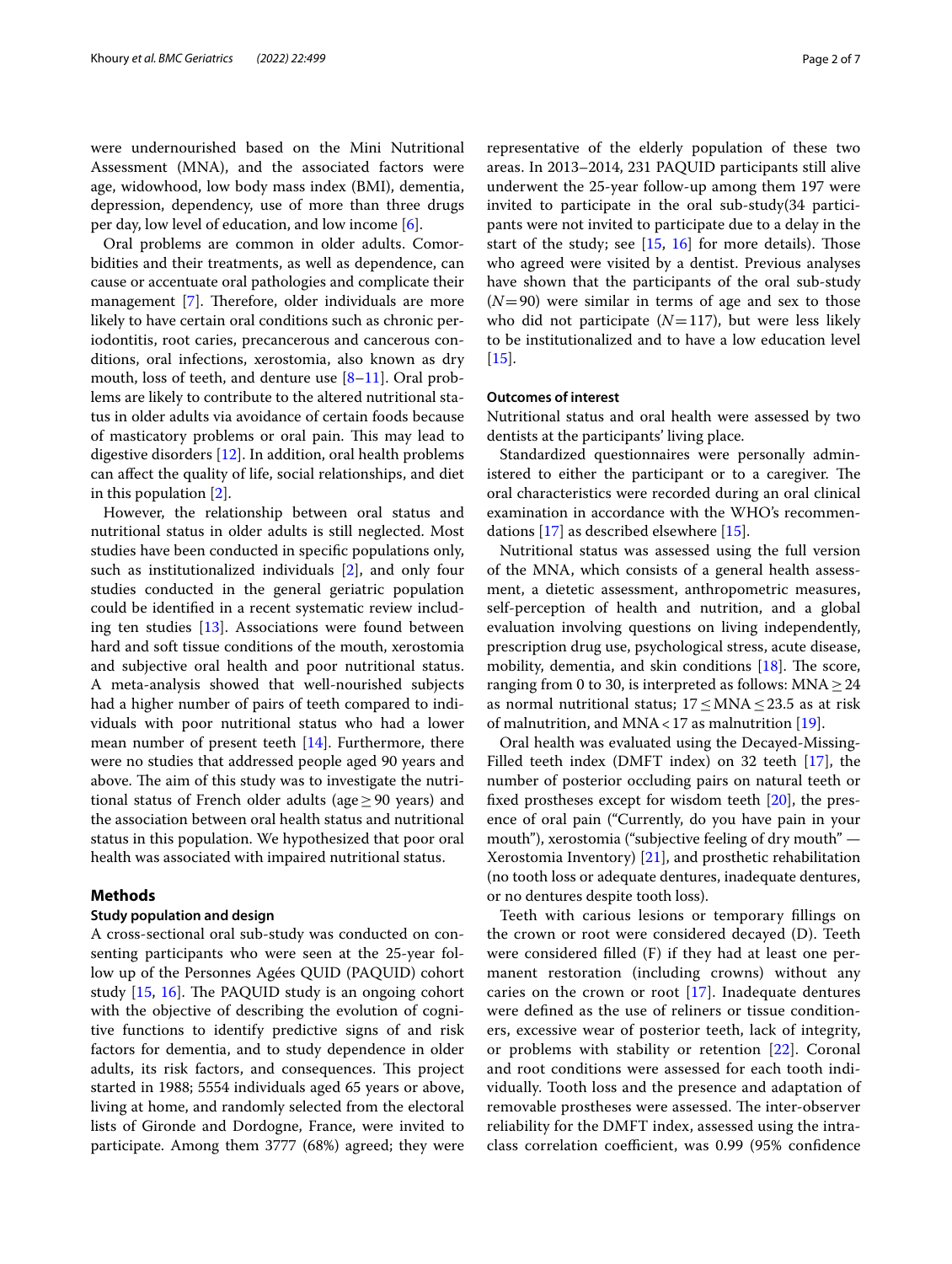were undernourished based on the Mini Nutritional Assessment (MNA), and the associated factors were age, widowhood, low body mass index (BMI), dementia, depression, dependency, use of more than three drugs per day, low level of education, and low income [6].

Oral problems are common in older adults. Comorbidities and their treatments, as well as dependence, can cause or accentuate oral pathologies and complicate their management [7]. Therefore, older individuals are more likely to have certain oral conditions such as chronic periodontitis, root caries, precancerous and cancerous conditions, oral infections, xerostomia, also known as dry mouth, loss of teeth, and denture use [8–11]. Oral problems are likely to contribute to the altered nutritional status in older adults via avoidance of certain foods because of masticatory problems or oral pain. This may lead to digestive disorders [12]. In addition, oral health problems can affect the quality of life, social relationships, and diet in this population [2].

However, the relationship between oral status and nutritional status in older adults is still neglected. Most studies have been conducted in specific populations only, such as institutionalized individuals [2], and only four studies conducted in the general geriatric population could be identified in a recent systematic review including ten studies [13]. Associations were found between hard and soft tissue conditions of the mouth, xerostomia and subjective oral health and poor nutritional status. A meta-analysis showed that well-nourished subjects had a higher number of pairs of teeth compared to individuals with poor nutritional status who had a lower mean number of present teeth [14]. Furthermore, there were no studies that addressed people aged 90 years and above. The aim of this study was to investigate the nutritional status of French older adults (age ≥ 90 years) and the association between oral health status and nutritional status in this population. We hypothesized that poor oral health was associated with impaired nutritional status.

## Methods

### Study population and design

A cross-sectional oral sub-study was conducted on consenting participants who were seen at the 25-year follow up of the Personnes Agées QUID (PAQUID) cohort study [15, 16]. The PAQUID study is an ongoing cohort with the objective of describing the evolution of cognitive functions to identify predictive signs of and risk factors for dementia, and to study dependence in older adults, its risk factors, and consequences. This project started in 1988; 5554 individuals aged 65 years or above, living at home, and randomly selected from the electoral lists of Gironde and Dordogne, France, were invited to participate. Among them 3777 (68%) agreed; they were representative of the elderly population of these two areas. In 2013–2014, 231 PAQUID participants still alive underwent the 25-year follow-up among them 197 were invited to participate in the oral sub-study(34 participants were not invited to participate due to a delay in the start of the study; see [15, 16] for more details). Those who agreed were visited by a dentist. Previous analyses have shown that the participants of the oral sub-study ($N=90$) were similar in terms of age and sex to those who did not participate ($N=117$), but were less likely to be institutionalized and to have a low education level [15].

### Outcomes of interest

Nutritional status and oral health were assessed by two dentists at the participants' living place.

Standardized questionnaires were personally administered to either the participant or to a caregiver. The oral characteristics were recorded during an oral clinical examination in accordance with the WHO's recommendations [17] as described elsewhere [15].

Nutritional status was assessed using the full version of the MNA, which consists of a general health assessment, a dietetic assessment, anthropometric measures, self-perception of health and nutrition, and a global evaluation involving questions on living independently, prescription drug use, psychological stress, acute disease, mobility, dementia, and skin conditions [18]. The score, ranging from 0 to 30, is interpreted as follows: MNA ≥ 24 as normal nutritional status; 17 ≤ MNA ≤ 23.5 as at risk of malnutrition, and MNA < 17 as malnutrition [19].

Oral health was evaluated using the Decayed-Missing-Filled teeth index (DMFT index) on 32 teeth [17], the number of posterior occluding pairs on natural teeth or fixed prostheses except for wisdom teeth [20], the presence of oral pain ("Currently, do you have pain in your mouth"), xerostomia ("subjective feeling of dry mouth" — Xerostomia Inventory) [21], and prosthetic rehabilitation (no tooth loss or adequate dentures, inadequate dentures, or no dentures despite tooth loss).

Teeth with carious lesions or temporary fillings on the crown or root were considered decayed (D). Teeth were considered filled (F) if they had at least one permanent restoration (including crowns) without any caries on the crown or root [17]. Inadequate dentures were defined as the use of reliners or tissue conditioners, excessive wear of posterior teeth, lack of integrity, or problems with stability or retention [22]. Coronal and root conditions were assessed for each tooth individually. Tooth loss and the presence and adaptation of removable prostheses were assessed. The inter-observer reliability for the DMFT index, assessed using the intraclass correlation coefficient, was 0.99 (95% confidence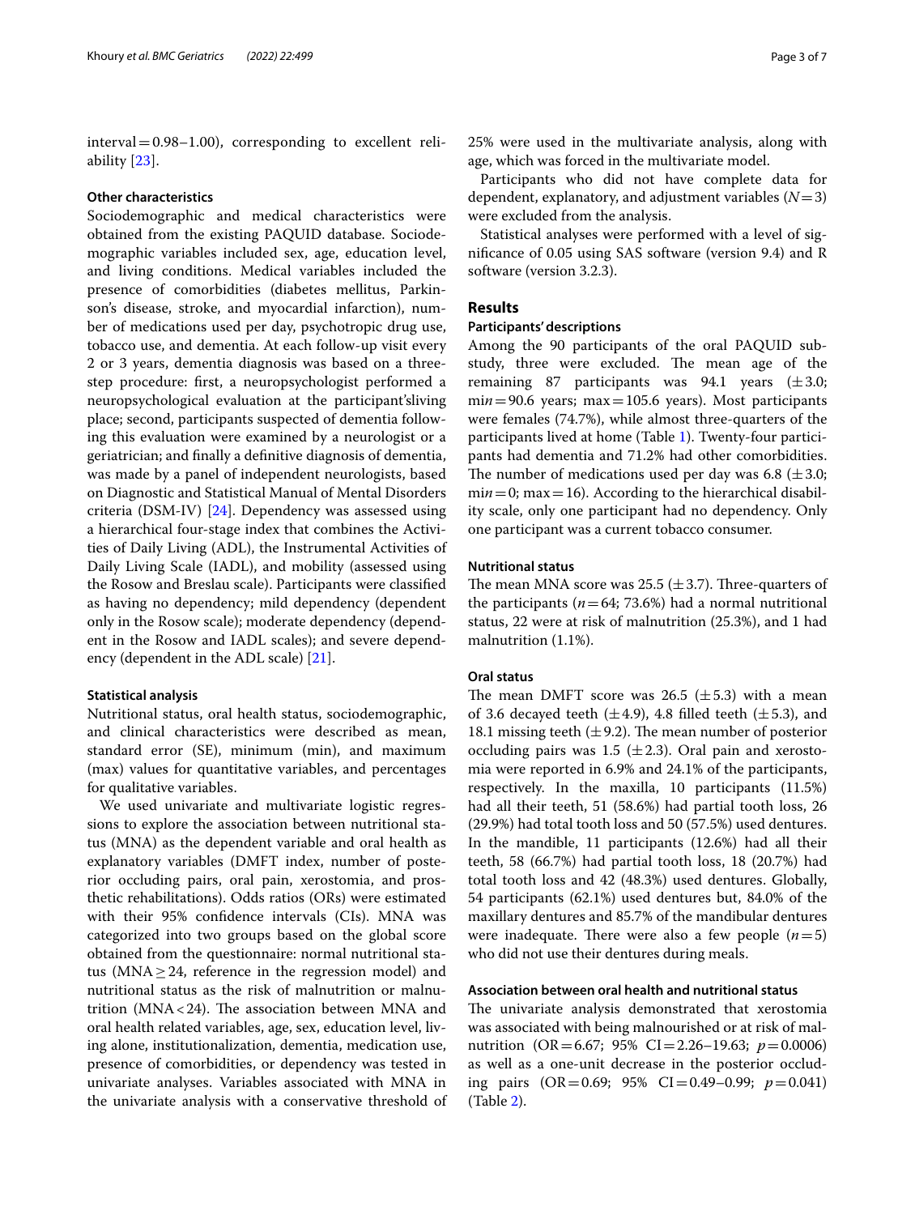interval = 0.98–1.00), corresponding to excellent reliability [23].

### Other characteristics

Sociodemographic and medical characteristics were obtained from the existing PAQUID database. Sociodemographic variables included sex, age, education level, and living conditions. Medical variables included the presence of comorbidities (diabetes mellitus, Parkinson's disease, stroke, and myocardial infarction), number of medications used per day, psychotropic drug use, tobacco use, and dementia. At each follow-up visit every 2 or 3 years, dementia diagnosis was based on a three-step procedure: first, a neuropsychologist performed a neuropsychological evaluation at the participant'sliving place; second, participants suspected of dementia following this evaluation were examined by a neurologist or a geriatrician; and finally a definitive diagnosis of dementia, was made by a panel of independent neurologists, based on Diagnostic and Statistical Manual of Mental Disorders criteria (DSM-IV) [24]. Dependency was assessed using a hierarchical four-stage index that combines the Activities of Daily Living (ADL), the Instrumental Activities of Daily Living Scale (IADL), and mobility (assessed using the Rosow and Breslau scale). Participants were classified as having no dependency; mild dependency (dependent only in the Rosow scale); moderate dependency (dependent in the Rosow and IADL scales); and severe dependency (dependent in the ADL scale) [21].

### Statistical analysis

Nutritional status, oral health status, sociodemographic, and clinical characteristics were described as mean, standard error (SE), minimum (min), and maximum (max) values for quantitative variables, and percentages for qualitative variables.

We used univariate and multivariate logistic regressions to explore the association between nutritional status (MNA) as the dependent variable and oral health as explanatory variables (DMFT index, number of posterior occluding pairs, oral pain, xerostomia, and prosthetic rehabilitations). Odds ratios (ORs) were estimated with their 95% confidence intervals (CIs). MNA was categorized into two groups based on the global score obtained from the questionnaire: normal nutritional status (MNA ≥ 24, reference in the regression model) and nutritional status as the risk of malnutrition or malnutrition (MNA < 24). The association between MNA and oral health related variables, age, sex, education level, living alone, institutionalization, dementia, medication use, presence of comorbidities, or dependency was tested in univariate analyses. Variables associated with MNA in the univariate analysis with a conservative threshold of 25% were used in the multivariate analysis, along with age, which was forced in the multivariate model.

Participants who did not have complete data for dependent, explanatory, and adjustment variables ($N = 3$) were excluded from the analysis.

Statistical analyses were performed with a level of significance of 0.05 using SAS software (version 9.4) and R software (version 3.2.3).

## Results

### Participants' descriptions

Among the 90 participants of the oral PAQUID sub-study, three were excluded. The mean age of the remaining 87 participants was 94.1 years (±3.0; min$n$ = 90.6 years; max = 105.6 years). Most participants were females (74.7%), while almost three-quarters of the participants lived at home (Table 1). Twenty-four participants had dementia and 71.2% had other comorbidities. The number of medications used per day was 6.8 (±3.0; min$n$ = 0; max = 16). According to the hierarchical disability scale, only one participant had no dependency. Only one participant was a current tobacco consumer.

### Nutritional status

The mean MNA score was 25.5 (±3.7). Three-quarters of the participants ($n$ = 64; 73.6%) had a normal nutritional status, 22 were at risk of malnutrition (25.3%), and 1 had malnutrition (1.1%).

### Oral status

The mean DMFT score was 26.5 (±5.3) with a mean of 3.6 decayed teeth (±4.9), 4.8 filled teeth (±5.3), and 18.1 missing teeth (±9.2). The mean number of posterior occluding pairs was 1.5 (±2.3). Oral pain and xerostomia were reported in 6.9% and 24.1% of the participants, respectively. In the maxilla, 10 participants (11.5%) had all their teeth, 51 (58.6%) had partial tooth loss, 26 (29.9%) had total tooth loss and 50 (57.5%) used dentures. In the mandible, 11 participants (12.6%) had all their teeth, 58 (66.7%) had partial tooth loss, 18 (20.7%) had total tooth loss and 42 (48.3%) used dentures. Globally, 54 participants (62.1%) used dentures but, 84.0% of the maxillary dentures and 85.7% of the mandibular dentures were inadequate. There were also a few people ($n$ = 5) who did not use their dentures during meals.

### Association between oral health and nutritional status

The univariate analysis demonstrated that xerostomia was associated with being malnourished or at risk of malnutrition (OR = 6.67; 95% CI = 2.26–19.63; $p$ = 0.0006) as well as a one-unit decrease in the posterior occluding pairs (OR = 0.69; 95% CI = 0.49–0.99; $p$ = 0.041) (Table 2).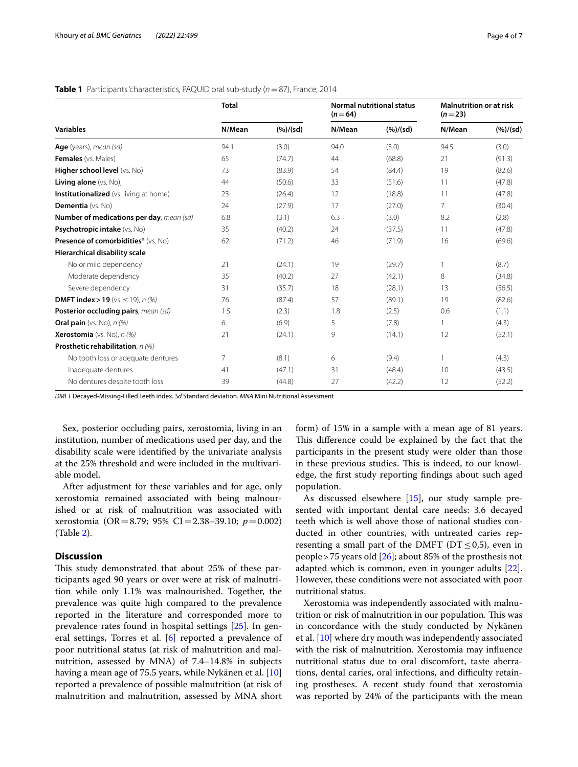**Table 1** Participants' characteristics, PAQUID oral sub-study ($n = 87$), France, 2014

| Variables | Total | | Normal nutritional status ($n = 64$) | | Malnutrition or at risk ($n = 23$) | |
|---|---|---|---|---|---|---|
| | N/Mean | (%)/(sd) | N/Mean | (%)/(sd) | N/Mean | (%)/(sd) |
| **Age** (years), *mean (sd)* | 94.1 | (3.0) | 94.0 | (3.0) | 94.5 | (3.0) |
| **Females** (vs. Males) | 65 | (74.7) | 44 | (68.8) | 21 | (91.3) |
| **Higher school level** (vs. No) | 73 | (83.9) | 54 | (84.4) | 19 | (82.6) |
| **Living alone** (vs. No), | 44 | (50.6) | 33 | (51.6) | 11 | (47.8) |
| **Institutionalized** (vs. living at home) | 23 | (26.4) | 12 | (18.8) | 11 | (47.8) |
| **Dementia** (vs. No) | 24 | (27.9) | 17 | (27.0) | 7 | (30.4) |
| **Number of medications per day**, *mean (sd)* | 6.8 | (3.1) | 6.3 | (3.0) | 8.2 | (2.8) |
| **Psychotropic intake** (vs. No) | 35 | (40.2) | 24 | (37.5) | 11 | (47.8) |
| **Presence of comorbidities*** (vs. No) | 62 | (71.2) | 46 | (71.9) | 16 | (69.6) |
| **Hierarchical disability scale** | | | | | | |
| No or mild dependency | 21 | (24.1) | 19 | (29.7) | 1 | (8.7) |
| Moderate dependency | 35 | (40.2) | 27 | (42.1) | 8 | (34.8) |
| Severe dependency | 31 | (35.7) | 18 | (28.1) | 13 | (56.5) |
| **DMFT index > 19** (vs. ≤ 19), *n (%)* | 76 | (87.4) | 57 | (89.1) | 19 | (82.6) |
| **Posterior occluding pairs**, *mean (sd)* | 1.5 | (2.3) | 1.8 | (2.5) | 0.6 | (1.1) |
| **Oral pain** (vs. No), *n (%)* | 6 | (6.9) | 5 | (7.8) | 1 | (4.3) |
| **Xerostomia** (vs. No), *n (%)* | 21 | (24.1) | 9 | (14.1) | 12 | (52.1) |
| **Prosthetic rehabilitation**, *n (%)* | | | | | | |
| No tooth loss or adequate dentures | 7 | (8.1) | 6 | (9.4) | 1 | (4.3) |
| Inadequate dentures | 41 | (47.1) | 31 | (48.4) | 10 | (43.5) |
| No dentures despite tooth loss | 39 | (44.8) | 27 | (42.2) | 12 | (52.2) |

*DMFT* Decayed-Missing-Filled Teeth index. *Sd* Standard deviation. *MNA* Mini Nutritional Assessment

Sex, posterior occluding pairs, xerostomia, living in an institution, number of medications used per day, and the disability scale were identified by the univariate analysis at the 25% threshold and were included in the multivariable model.

After adjustment for these variables and for age, only xerostomia remained associated with being malnourished or at risk of malnutrition was associated with xerostomia (OR = 8.79; 95% CI = 2.38–39.10; $p = 0.002$) (Table 2).

## Discussion

This study demonstrated that about 25% of these participants aged 90 years or over were at risk of malnutrition while only 1.1% was malnourished. Together, the prevalence was quite high compared to the prevalence reported in the literature and corresponded more to prevalence rates found in hospital settings [25]. In general settings, Torres et al. [6] reported a prevalence of poor nutritional status (at risk of malnutrition and malnutrition, assessed by MNA) of 7.4–14.8% in subjects having a mean age of 75.5 years, while Nykänen et al. [10] reported a prevalence of possible malnutrition (at risk of malnutrition and malnutrition, assessed by MNA short form) of 15% in a sample with a mean age of 81 years. This difference could be explained by the fact that the participants in the present study were older than those in these previous studies. This is indeed, to our knowledge, the first study reporting findings about such aged population.

As discussed elsewhere [15], our study sample presented with important dental care needs: 3.6 decayed teeth which is well above those of national studies conducted in other countries, with untreated caries representing a small part of the DMFT (DT ≤ 0,5), even in people > 75 years old [26]; about 85% of the prosthesis not adapted which is common, even in younger adults [22]. However, these conditions were not associated with poor nutritional status.

Xerostomia was independently associated with malnutrition or risk of malnutrition in our population. This was in concordance with the study conducted by Nykänen et al. [10] where dry mouth was independently associated with the risk of malnutrition. Xerostomia may influence nutritional status due to oral discomfort, taste aberrations, dental caries, oral infections, and difficulty retaining prostheses. A recent study found that xerostomia was reported by 24% of the participants with the mean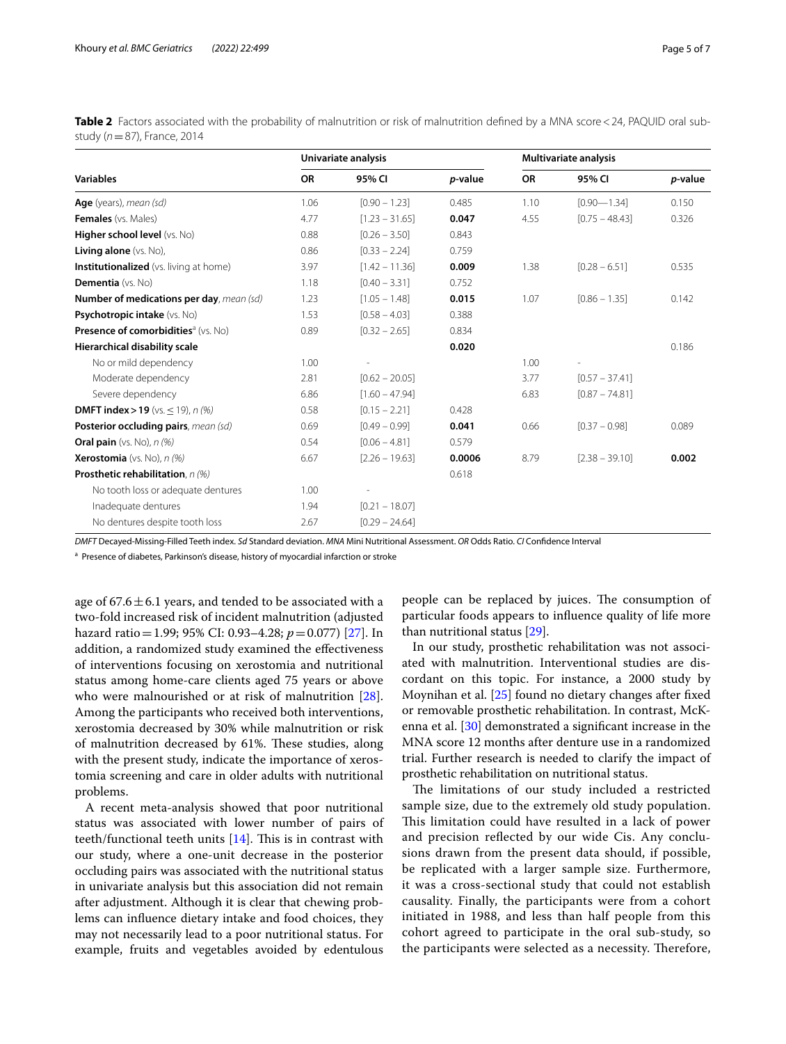**Table 2** Factors associated with the probability of malnutrition or risk of malnutrition defined by a MNA score < 24, PAQUID oral sub-study ($n = 87$), France, 2014

| Variables | Univariate analysis | | | Multivariate analysis | | |
|---|---|---|---|---|---|---|
| | OR | 95% CI | *p*-value | OR | 95% CI | *p*-value |
| **Age** (years), *mean (sd)* | 1.06 | [0.90 – 1.23] | 0.485 | 1.10 | [0.90—1.34] | 0.150 |
| **Females** (vs. Males) | 4.77 | [1.23 – 31.65] | **0.047** | 4.55 | [0.75 – 48.43] | 0.326 |
| **Higher school level** (vs. No) | 0.88 | [0.26 – 3.50] | 0.843 | | | |
| **Living alone** (vs. No), | 0.86 | [0.33 – 2.24] | 0.759 | | | |
| **Institutionalized** (vs. living at home) | 3.97 | [1.42 – 11.36] | **0.009** | 1.38 | [0.28 – 6.51] | 0.535 |
| **Dementia** (vs. No) | 1.18 | [0.40 – 3.31] | 0.752 | | | |
| **Number of medications per day**, *mean (sd)* | 1.23 | [1.05 – 1.48] | **0.015** | 1.07 | [0.86 – 1.35] | 0.142 |
| **Psychotropic intake** (vs. No) | 1.53 | [0.58 – 4.03] | 0.388 | | | |
| **Presence of comorbidities**[a] (vs. No) | 0.89 | [0.32 – 2.65] | 0.834 | | | |
| **Hierarchical disability scale** | | | **0.020** | | | 0.186 |
| No or mild dependency | 1.00 | - | | 1.00 | - | |
| Moderate dependency | 2.81 | [0.62 – 20.05] | | 3.77 | [0.57 – 37.41] | |
| Severe dependency | 6.86 | [1.60 – 47.94] | | 6.83 | [0.87 – 74.81] | |
| **DMFT index > 19** (vs. ≤ 19), *n (%)* | 0.58 | [0.15 – 2.21] | 0.428 | | | |
| **Posterior occluding pairs**, *mean (sd)* | 0.69 | [0.49 – 0.99] | **0.041** | 0.66 | [0.37 – 0.98] | 0.089 |
| **Oral pain** (vs. No), *n (%)* | 0.54 | [0.06 – 4.81] | 0.579 | | | |
| **Xerostomia** (vs. No), *n (%)* | 6.67 | [2.26 – 19.63] | **0.0006** | 8.79 | [2.38 – 39.10] | **0.002** |
| **Prosthetic rehabilitation**, *n (%)* | | | 0.618 | | | |
| No tooth loss or adequate dentures | 1.00 | - | | | | |
| Inadequate dentures | 1.94 | [0.21 – 18.07] | | | | |
| No dentures despite tooth loss | 2.67 | [0.29 – 24.64] | | | | |

*DMFT* Decayed-Missing-Filled Teeth index. *Sd* Standard deviation. *MNA* Mini Nutritional Assessment. *OR* Odds Ratio. *CI* Confidence Interval

[a] Presence of diabetes, Parkinson's disease, history of myocardial infarction or stroke

age of 67.6 ± 6.1 years, and tended to be associated with a two-fold increased risk of incident malnutrition (adjusted hazard ratio = 1.99; 95% CI: 0.93–4.28; $p = 0.077$) [27]. In addition, a randomized study examined the effectiveness of interventions focusing on xerostomia and nutritional status among home-care clients aged 75 years or above who were malnourished or at risk of malnutrition [28]. Among the participants who received both interventions, xerostomia decreased by 30% while malnutrition or risk of malnutrition decreased by 61%. These studies, along with the present study, indicate the importance of xerostomia screening and care in older adults with nutritional problems.

A recent meta-analysis showed that poor nutritional status was associated with lower number of pairs of teeth/functional teeth units [14]. This is in contrast with our study, where a one-unit decrease in the posterior occluding pairs was associated with the nutritional status in univariate analysis but this association did not remain after adjustment. Although it is clear that chewing problems can influence dietary intake and food choices, they may not necessarily lead to a poor nutritional status. For example, fruits and vegetables avoided by edentulous people can be replaced by juices. The consumption of particular foods appears to influence quality of life more than nutritional status [29].

In our study, prosthetic rehabilitation was not associated with malnutrition. Interventional studies are discordant on this topic. For instance, a 2000 study by Moynihan et al. [25] found no dietary changes after fixed or removable prosthetic rehabilitation. In contrast, McKenna et al. [30] demonstrated a significant increase in the MNA score 12 months after denture use in a randomized trial. Further research is needed to clarify the impact of prosthetic rehabilitation on nutritional status.

The limitations of our study included a restricted sample size, due to the extremely old study population. This limitation could have resulted in a lack of power and precision reflected by our wide Cis. Any conclusions drawn from the present data should, if possible, be replicated with a larger sample size. Furthermore, it was a cross-sectional study that could not establish causality. Finally, the participants were from a cohort initiated in 1988, and less than half people from this cohort agreed to participate in the oral sub-study, so the participants were selected as a necessity. Therefore,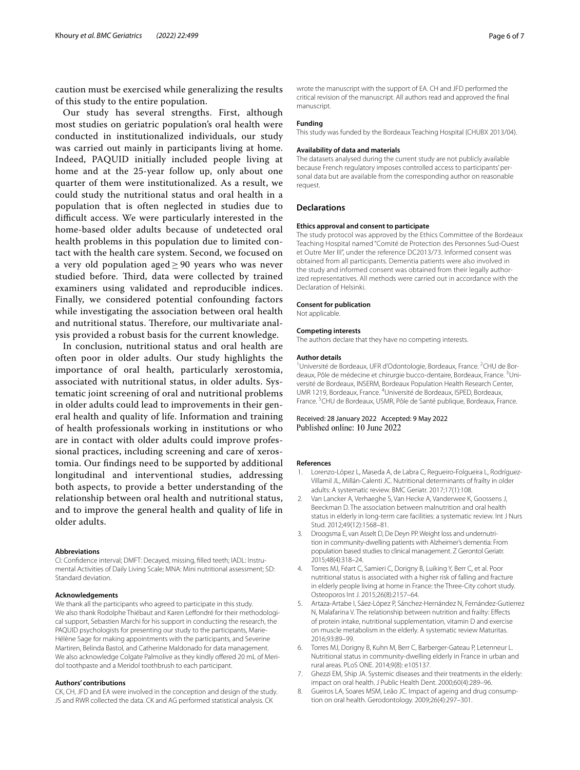caution must be exercised while generalizing the results of this study to the entire population.

Our study has several strengths. First, although most studies on geriatric population's oral health were conducted in institutionalized individuals, our study was carried out mainly in participants living at home. Indeed, PAQUID initially included people living at home and at the 25-year follow up, only about one quarter of them were institutionalized. As a result, we could study the nutritional status and oral health in a population that is often neglected in studies due to difficult access. We were particularly interested in the home-based older adults because of undetected oral health problems in this population due to limited contact with the health care system. Second, we focused on a very old population aged ≥ 90 years who was never studied before. Third, data were collected by trained examiners using validated and reproducible indices. Finally, we considered potential confounding factors while investigating the association between oral health and nutritional status. Therefore, our multivariate analysis provided a robust basis for the current knowledge.

In conclusion, nutritional status and oral health are often poor in older adults. Our study highlights the importance of oral health, particularly xerostomia, associated with nutritional status, in older adults. Systematic joint screening of oral and nutritional problems in older adults could lead to improvements in their general health and quality of life. Information and training of health professionals working in institutions or who are in contact with older adults could improve professional practices, including screening and care of xerostomia. Our findings need to be supported by additional longitudinal and interventional studies, addressing both aspects, to provide a better understanding of the relationship between oral health and nutritional status, and to improve the general health and quality of life in older adults.

#### Abbreviations

CI: Confidence interval; DMFT: Decayed, missing, filled teeth; IADL: Instrumental Activities of Daily Living Scale; MNA: Mini nutritional assessment; SD: Standard deviation.

#### Acknowledgements

We thank all the participants who agreed to participate in this study. We also thank Rodolphe Thiébaut and Karen Leffondré for their methodological support, Sebastien Marchi for his support in conducting the research, the PAQUID psychologists for presenting our study to the participants, Marie-Hélène Sage for making appointments with the participants, and Severine Martiren, Belinda Bastol, and Catherine Maldonado for data management. We also acknowledge Colgate Palmolive as they kindly offered 20 mL of Meridol toothpaste and a Meridol toothbrush to each participant.

#### Authors' contributions

CK, CH, JFD and EA were involved in the conception and design of the study. JS and RWR collected the data. CK and AG performed statistical analysis. CK wrote the manuscript with the support of EA. CH and JFD performed the critical revision of the manuscript. All authors read and approved the final manuscript.

#### Funding

This study was funded by the Bordeaux Teaching Hospital (CHUBX 2013/04).

#### Availability of data and materials

The datasets analysed during the current study are not publicly available because French regulatory imposes controlled access to participants' personal data but are available from the corresponding author on reasonable request.

### Declarations

#### Ethics approval and consent to participate

The study protocol was approved by the Ethics Committee of the Bordeaux Teaching Hospital named "Comité de Protection des Personnes Sud-Ouest et Outre Mer III", under the reference DC2013/73. Informed consent was obtained from all participants. Dementia patients were also involved in the study and informed consent was obtained from their legally authorized representatives. All methods were carried out in accordance with the Declaration of Helsinki.

#### Consent for publication

Not applicable.

#### Competing interests

The authors declare that they have no competing interests.

#### Author details

[1]Université de Bordeaux, UFR d'Odontologie, Bordeaux, France. [2]CHU de Bordeaux, Pôle de médecine et chirurgie bucco-dentaire, Bordeaux, France. [3]Université de Bordeaux, INSERM, Bordeaux Population Health Research Center, UMR 1219, Bordeaux, France. [4]Université de Bordeaux, ISPED, Bordeaux, France. [5]CHU de Bordeaux, USMR, Pôle de Santé publique, Bordeaux, France.

Received: 28 January 2022 Accepted: 9 May 2022
Published online: 10 June 2022

#### References

1. Lorenzo-López L, Maseda A, de Labra C, Regueiro-Folgueira L, Rodríguez-Villamil JL, Millán-Calenti JC. Nutritional determinants of frailty in older adults: A systematic review. BMC Geriatr. 2017;17(1):108.
2. Van Lancker A, Verhaeghe S, Van Hecke A, Vanderwee K, Goossens J, Beeckman D. The association between malnutrition and oral health status in elderly in long-term care facilities: a systematic review. Int J Nurs Stud. 2012;49(12):1568–81.
3. Droogsma E, van Asselt D, De Deyn PP. Weight loss and undernutrition in community-dwelling patients with Alzheimer's dementia: From population based studies to clinical management. Z Gerontol Geriatr. 2015;48(4):318–24.
4. Torres MJ, Féart C, Samieri C, Dorigny B, Luiking Y, Berr C, et al. Poor nutritional status is associated with a higher risk of falling and fracture in elderly people living at home in France: the Three-City cohort study. Osteoporos Int J. 2015;26(8):2157–64.
5. Artaza-Artabe I, Sáez-López P, Sánchez-Hernández N, Fernández-Gutierrez N, Malafarina V. The relationship between nutrition and frailty: Effects of protein intake, nutritional supplementation, vitamin D and exercise on muscle metabolism in the elderly. A systematic review Maturitas. 2016;93:89–99.
6. Torres MJ, Dorigny B, Kuhn M, Berr C, Barberger-Gateau P, Letenneur L. Nutritional status in community-dwelling elderly in France in urban and rural areas. PLoS ONE. 2014;9(8): e105137.
7. Ghezzi EM, Ship JA. Systemic diseases and their treatments in the elderly: impact on oral health. J Public Health Dent. 2000;60(4):289–96.
8. Gueiros LA, Soares MSM, Leão JC. Impact of ageing and drug consumption on oral health. Gerodontology. 2009;26(4):297–301.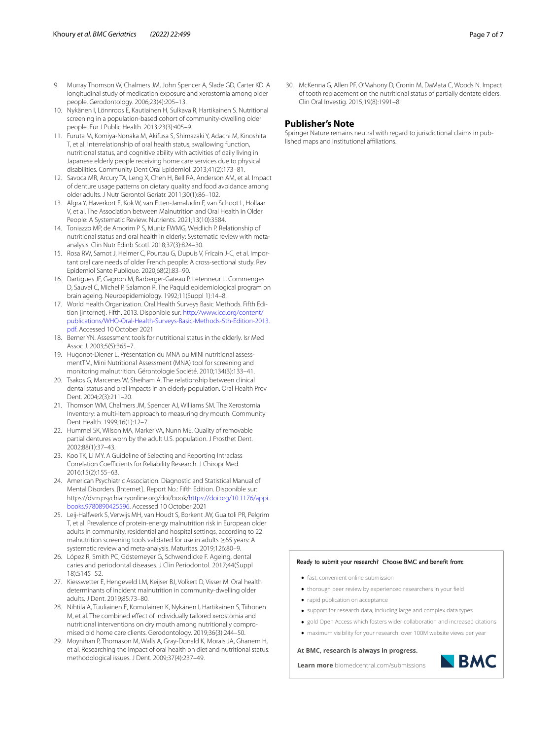9. Murray Thomson W, Chalmers JM, John Spencer A, Slade GD, Carter KD. A longitudinal study of medication exposure and xerostomia among older people. Gerodontology. 2006;23(4):205–13.
10. Nykänen I, Lönnroos E, Kautiainen H, Sulkava R, Hartikainen S. Nutritional screening in a population-based cohort of community-dwelling older people. Eur J Public Health. 2013;23(3):405–9.
11. Furuta M, Komiya-Nonaka M, Akifusa S, Shimazaki Y, Adachi M, Kinoshita T, et al. Interrelationship of oral health status, swallowing function, nutritional status, and cognitive ability with activities of daily living in Japanese elderly people receiving home care services due to physical disabilities. Community Dent Oral Epidemiol. 2013;41(2):173–81.
12. Savoca MR, Arcury TA, Leng X, Chen H, Bell RA, Anderson AM, et al. Impact of denture usage patterns on dietary quality and food avoidance among older adults. J Nutr Gerontol Geriatr. 2011;30(1):86–102.
13. Algra Y, Haverkort E, Kok W, van Etten-Jamaludin F, van Schoot L, Hollaar V, et al. The Association between Malnutrition and Oral Health in Older People: A Systematic Review. Nutrients. 2021;13(10):3584.
14. Toniazzo MP, de Amorim P S, Muniz FWMG, Weidlich P. Relationship of nutritional status and oral health in elderly: Systematic review with meta-analysis. Clin Nutr Edinb Scotl. 2018;37(3):824–30.
15. Rosa RW, Samot J, Helmer C, Pourtau G, Dupuis V, Fricain J-C, et al. Important oral care needs of older French people: A cross-sectional study. Rev Epidemiol Sante Publique. 2020;68(2):83–90.
16. Dartigues JF, Gagnon M, Barberger-Gateau P, Letenneur L, Commenges D, Sauvel C, Michel P, Salamon R. The Paquid epidemiological program on brain ageing. Neuroepidemiology. 1992;11(Suppl 1):14–8.
17. World Health Organization. Oral Health Surveys Basic Methods. Fifth Edition [Internet]. Fifth. 2013. Disponible sur: http://www.icd.org/content/publications/WHO-Oral-Health-Surveys-Basic-Methods-5th-Edition-2013.pdf. Accessed 10 October 2021
18. Berner YN. Assessment tools for nutritional status in the elderly. Isr Med Assoc J. 2003;5(5):365–7.
19. Hugonot-Diener L. Présentation du MNA ou MINI nutritional assessmentTM, Mini Nutritional Assessment (MNA) tool for screening and monitoring malnutrition. Gérontologie Société. 2010;134(3):133–41.
20. Tsakos G, Marcenes W, Sheiham A. The relationship between clinical dental status and oral impacts in an elderly population. Oral Health Prev Dent. 2004;2(3):211–20.
21. Thomson WM, Chalmers JM, Spencer AJ, Williams SM. The Xerostomia Inventory: a multi-item approach to measuring dry mouth. Community Dent Health. 1999;16(1):12–7.
22. Hummel SK, Wilson MA, Marker VA, Nunn ME. Quality of removable partial dentures worn by the adult U.S. population. J Prosthet Dent. 2002;88(1):37–43.
23. Koo TK, Li MY. A Guideline of Selecting and Reporting Intraclass Correlation Coefficients for Reliability Research. J Chiropr Med. 2016;15(2):155–63.
24. American Psychiatric Association. Diagnostic and Statistical Manual of Mental Disorders. [Internet].. Report No.: Fifth Edition. Disponible sur: https://dsm.psychiatryonline.org/doi/book/https://doi.org/10.1176/appi.books.9780890425596. Accessed 10 October 2021
25. Leij-Halfwerk S, Verwijs MH, van Houdt S, Borkent JW, Guaitoli PR, Pelgrim T, et al. Prevalence of protein-energy malnutrition risk in European older adults in community, residential and hospital settings, according to 22 malnutrition screening tools validated for use in adults ≥65 years: A systematic review and meta-analysis. Maturitas. 2019;126:80–9.
26. López R, Smith PC, Göstemeyer G, Schwendicke F. Ageing, dental caries and periodontal diseases. J Clin Periodontol. 2017;44(Suppl 18):S145–52.
27. Kiesswetter E, Hengeveld LM, Keijser BJ, Volkert D, Visser M. Oral health determinants of incident malnutrition in community-dwelling older adults. J Dent. 2019;85:73–80.
28. Nihtilä A, Tuuliainen E, Komulainen K, Nykänen I, Hartikainen S, Tiihonen M, et al. The combined effect of individually tailored xerostomia and nutritional interventions on dry mouth among nutritionally compromised old home care clients. Gerodontology. 2019;36(3):244–50.
29. Moynihan P, Thomason M, Walls A, Gray-Donald K, Morais JA, Ghanem H, et al. Researching the impact of oral health on diet and nutritional status: methodological issues. J Dent. 2009;37(4):237–49.
30. McKenna G, Allen PF, O'Mahony D, Cronin M, DaMata C, Woods N. Impact of tooth replacement on the nutritional status of partially dentate elders. Clin Oral Investig. 2015;19(8):1991–8.

## Publisher's Note

Springer Nature remains neutral with regard to jurisdictional claims in published maps and institutional affiliations.

Ready to submit your research? Choose BMC and benefit from:

- fast, convenient online submission
- thorough peer review by experienced researchers in your field
- rapid publication on acceptance
- support for research data, including large and complex data types
- gold Open Access which fosters wider collaboration and increased citations
- maximum visibility for your research: over 100M website views per year

**At BMC, research is always in progress.**

**Learn more** biomedcentral.com/submissions

BMC